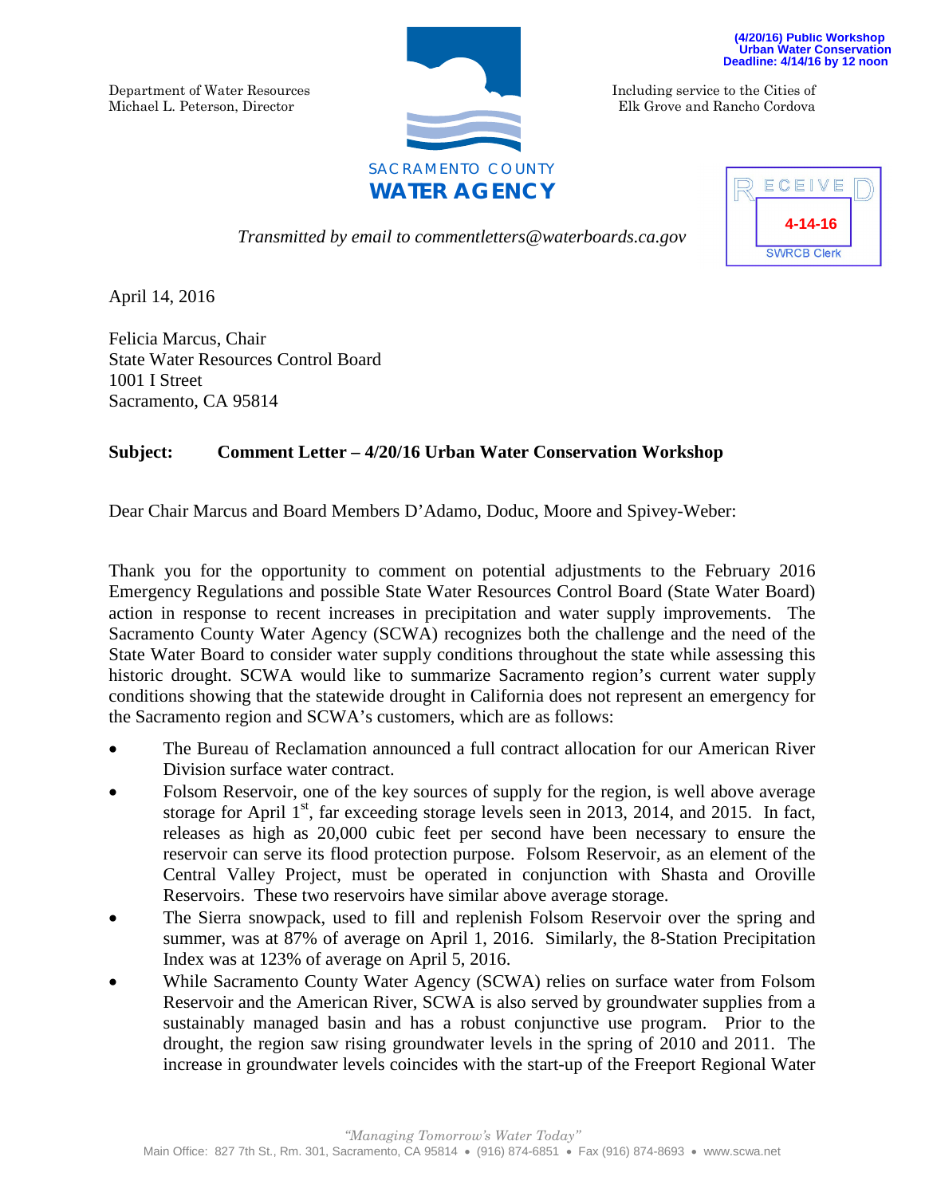(4/20/16) Public Workshop
Urban Water Conservation
Deadline: 4/14/16 by 12 noon

Department of Water Resources
Michael L. Peterson, Director

SACRAMENTO COUNTY
**WATER AGENCY**

Including service to the Cities of
Elk Grove and Rancho Cordova

RECEIVED
4-14-16
SWRCB Clerk

*Transmitted by email to commentletters@waterboards.ca.gov*

April 14, 2016

Felicia Marcus, Chair
State Water Resources Control Board
1001 I Street
Sacramento, CA 95814

**Subject: Comment Letter – 4/20/16 Urban Water Conservation Workshop**

Dear Chair Marcus and Board Members D'Adamo, Doduc, Moore and Spivey-Weber:

Thank you for the opportunity to comment on potential adjustments to the February 2016 Emergency Regulations and possible State Water Resources Control Board (State Water Board) action in response to recent increases in precipitation and water supply improvements. The Sacramento County Water Agency (SCWA) recognizes both the challenge and the need of the State Water Board to consider water supply conditions throughout the state while assessing this historic drought. SCWA would like to summarize Sacramento region's current water supply conditions showing that the statewide drought in California does not represent an emergency for the Sacramento region and SCWA's customers, which are as follows:

- The Bureau of Reclamation announced a full contract allocation for our American River Division surface water contract.
- Folsom Reservoir, one of the key sources of supply for the region, is well above average storage for April 1st, far exceeding storage levels seen in 2013, 2014, and 2015. In fact, releases as high as 20,000 cubic feet per second have been necessary to ensure the reservoir can serve its flood protection purpose. Folsom Reservoir, as an element of the Central Valley Project, must be operated in conjunction with Shasta and Oroville Reservoirs. These two reservoirs have similar above average storage.
- The Sierra snowpack, used to fill and replenish Folsom Reservoir over the spring and summer, was at 87% of average on April 1, 2016. Similarly, the 8-Station Precipitation Index was at 123% of average on April 5, 2016.
- While Sacramento County Water Agency (SCWA) relies on surface water from Folsom Reservoir and the American River, SCWA is also served by groundwater supplies from a sustainably managed basin and has a robust conjunctive use program. Prior to the drought, the region saw rising groundwater levels in the spring of 2010 and 2011. The increase in groundwater levels coincides with the start-up of the Freeport Regional Water

*"Managing Tomorrow's Water Today"*
Main Office: 827 7th St., Rm. 301, Sacramento, CA 95814 • (916) 874-6851 • Fax (916) 874-8693 • www.scwa.net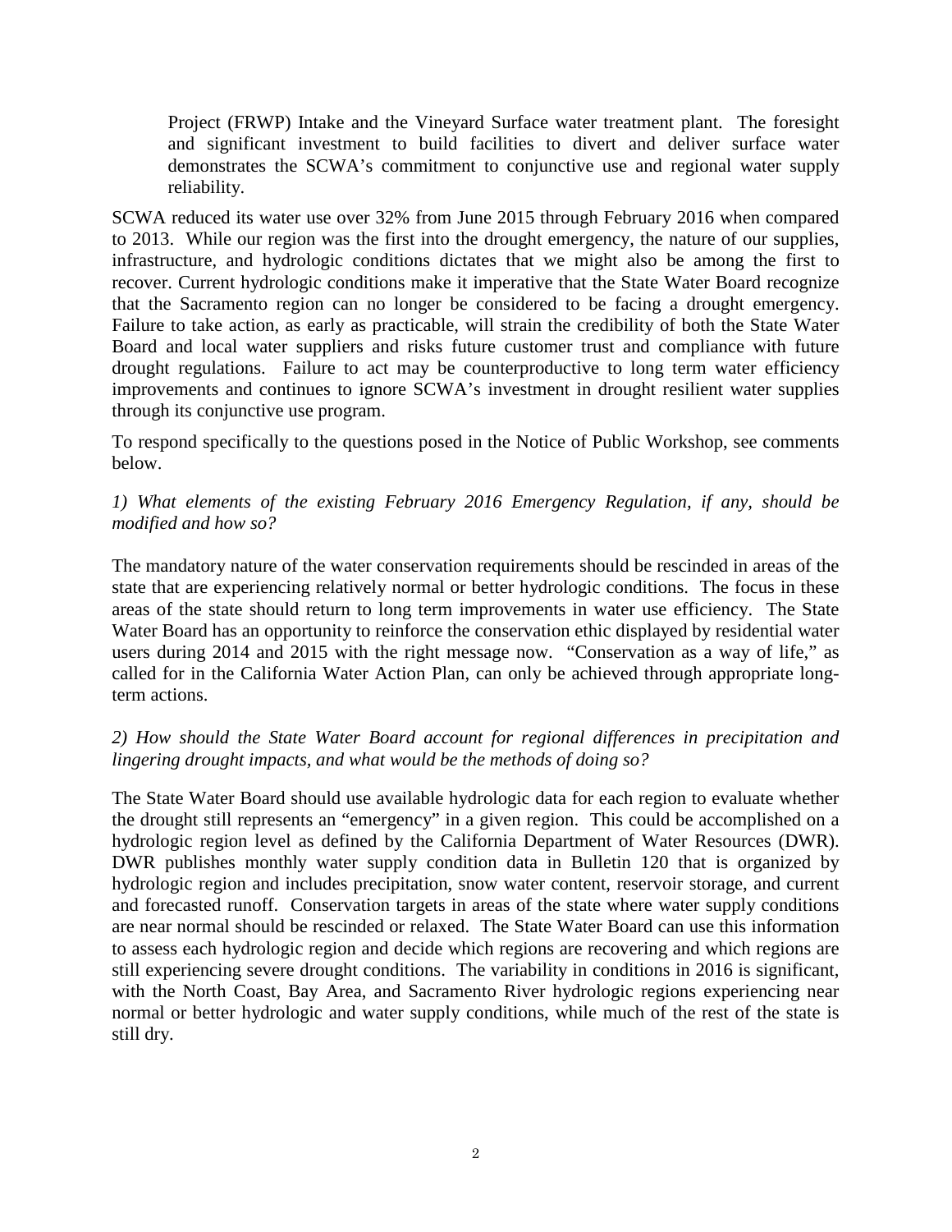> Project (FRWP) Intake and the Vineyard Surface water treatment plant. The foresight and significant investment to build facilities to divert and deliver surface water demonstrates the SCWA's commitment to conjunctive use and regional water supply reliability.

SCWA reduced its water use over 32% from June 2015 through February 2016 when compared to 2013. While our region was the first into the drought emergency, the nature of our supplies, infrastructure, and hydrologic conditions dictates that we might also be among the first to recover. Current hydrologic conditions make it imperative that the State Water Board recognize that the Sacramento region can no longer be considered to be facing a drought emergency. Failure to take action, as early as practicable, will strain the credibility of both the State Water Board and local water suppliers and risks future customer trust and compliance with future drought regulations. Failure to act may be counterproductive to long term water efficiency improvements and continues to ignore SCWA's investment in drought resilient water supplies through its conjunctive use program.

To respond specifically to the questions posed in the Notice of Public Workshop, see comments below.

*1) What elements of the existing February 2016 Emergency Regulation, if any, should be modified and how so?*

The mandatory nature of the water conservation requirements should be rescinded in areas of the state that are experiencing relatively normal or better hydrologic conditions. The focus in these areas of the state should return to long term improvements in water use efficiency. The State Water Board has an opportunity to reinforce the conservation ethic displayed by residential water users during 2014 and 2015 with the right message now. "Conservation as a way of life," as called for in the California Water Action Plan, can only be achieved through appropriate long-term actions.

*2) How should the State Water Board account for regional differences in precipitation and lingering drought impacts, and what would be the methods of doing so?*

The State Water Board should use available hydrologic data for each region to evaluate whether the drought still represents an "emergency" in a given region. This could be accomplished on a hydrologic region level as defined by the California Department of Water Resources (DWR). DWR publishes monthly water supply condition data in Bulletin 120 that is organized by hydrologic region and includes precipitation, snow water content, reservoir storage, and current and forecasted runoff. Conservation targets in areas of the state where water supply conditions are near normal should be rescinded or relaxed. The State Water Board can use this information to assess each hydrologic region and decide which regions are recovering and which regions are still experiencing severe drought conditions. The variability in conditions in 2016 is significant, with the North Coast, Bay Area, and Sacramento River hydrologic regions experiencing near normal or better hydrologic and water supply conditions, while much of the rest of the state is still dry.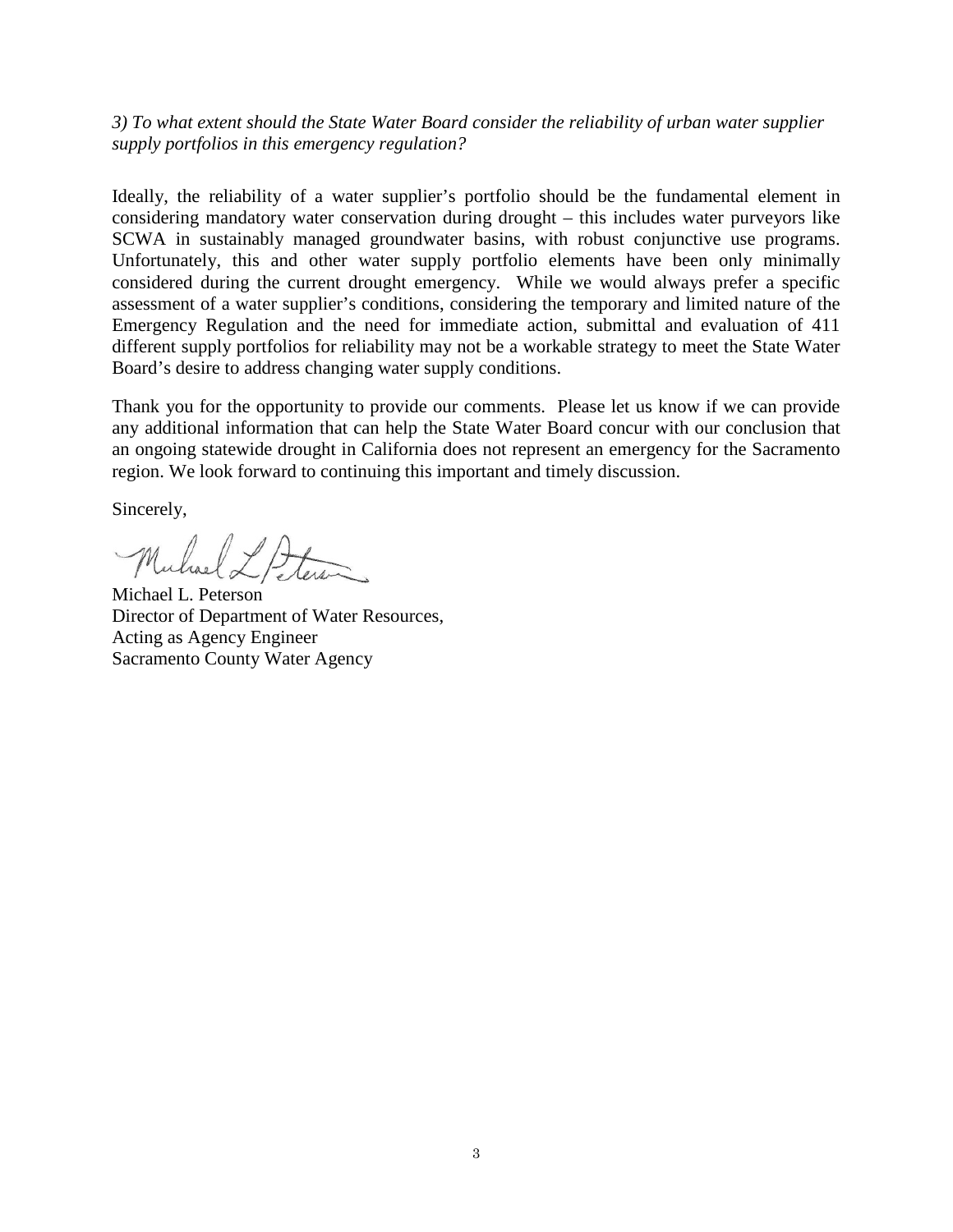*3) To what extent should the State Water Board consider the reliability of urban water supplier supply portfolios in this emergency regulation?*

Ideally, the reliability of a water supplier's portfolio should be the fundamental element in considering mandatory water conservation during drought – this includes water purveyors like SCWA in sustainably managed groundwater basins, with robust conjunctive use programs. Unfortunately, this and other water supply portfolio elements have been only minimally considered during the current drought emergency. While we would always prefer a specific assessment of a water supplier's conditions, considering the temporary and limited nature of the Emergency Regulation and the need for immediate action, submittal and evaluation of 411 different supply portfolios for reliability may not be a workable strategy to meet the State Water Board's desire to address changing water supply conditions.

Thank you for the opportunity to provide our comments. Please let us know if we can provide any additional information that can help the State Water Board concur with our conclusion that an ongoing statewide drought in California does not represent an emergency for the Sacramento region. We look forward to continuing this important and timely discussion.

Sincerely,

Michael L. Peterson
Director of Department of Water Resources,
Acting as Agency Engineer
Sacramento County Water Agency